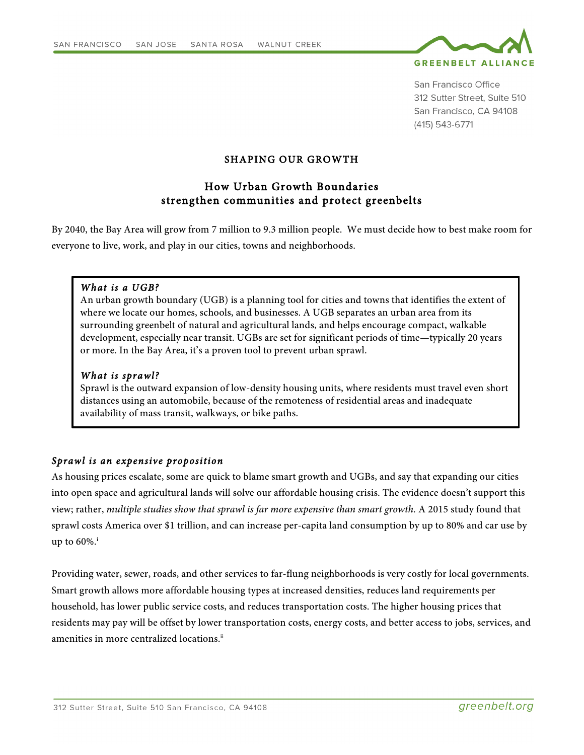SAN FRANCISCO    SAN JOSE    SANTA ROSA    WALNUT CREEK

GREENBELT ALLIANCE

San Francisco Office
312 Sutter Street, Suite 510
San Francisco, CA 94108
(415) 543-6771

# SHAPING OUR GROWTH

## How Urban Growth Boundaries strengthen communities and protect greenbelts

By 2040, the Bay Area will grow from 7 million to 9.3 million people. We must decide how to best make room for everyone to live, work, and play in our cities, towns and neighborhoods.

> ***What is a UGB?***
> An urban growth boundary (UGB) is a planning tool for cities and towns that identifies the extent of where we locate our homes, schools, and businesses. A UGB separates an urban area from its surrounding greenbelt of natural and agricultural lands, and helps encourage compact, walkable development, especially near transit. UGBs are set for significant periods of time—typically 20 years or more. In the Bay Area, it's a proven tool to prevent urban sprawl.
>
> ***What is sprawl?***
> Sprawl is the outward expansion of low-density housing units, where residents must travel even short distances using an automobile, because of the remoteness of residential areas and inadequate availability of mass transit, walkways, or bike paths.

### *Sprawl is an expensive proposition*

As housing prices escalate, some are quick to blame smart growth and UGBs, and say that expanding our cities into open space and agricultural lands will solve our affordable housing crisis. The evidence doesn't support this view; rather, *multiple studies show that sprawl is far more expensive than smart growth.* A 2015 study found that sprawl costs America over $1 trillion, and can increase per-capita land consumption by up to 80% and car use by up to 60%.[i]

Providing water, sewer, roads, and other services to far-flung neighborhoods is very costly for local governments. Smart growth allows more affordable housing types at increased densities, reduces land requirements per household, has lower public service costs, and reduces transportation costs. The higher housing prices that residents may pay will be offset by lower transportation costs, energy costs, and better access to jobs, services, and amenities in more centralized locations.[ii]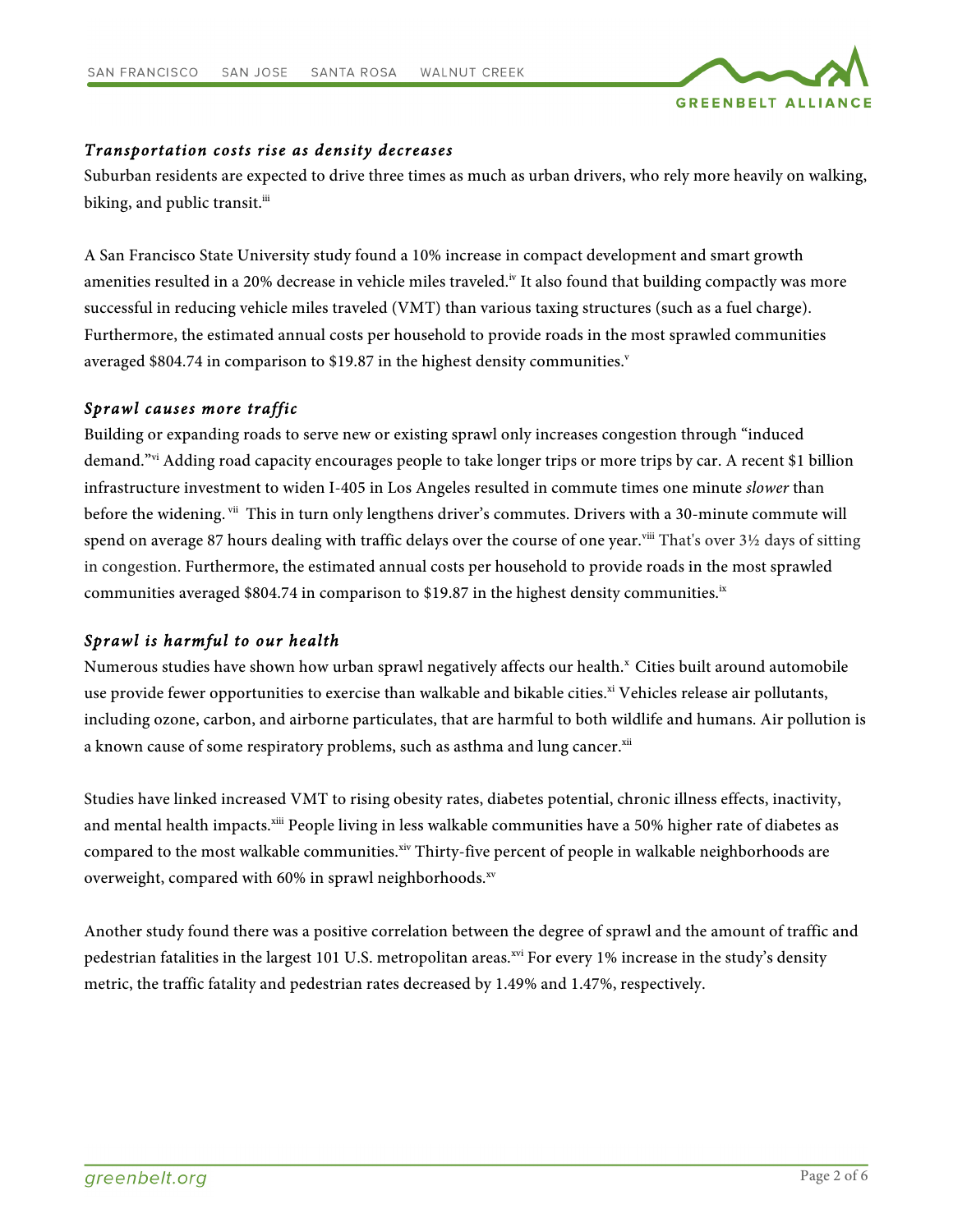### *Transportation costs rise as density decreases*

Suburban residents are expected to drive three times as much as urban drivers, who rely more heavily on walking, biking, and public transit.[iii]

A San Francisco State University study found a 10% increase in compact development and smart growth amenities resulted in a 20% decrease in vehicle miles traveled.[iv] It also found that building compactly was more successful in reducing vehicle miles traveled (VMT) than various taxing structures (such as a fuel charge). Furthermore, the estimated annual costs per household to provide roads in the most sprawled communities averaged $804.74 in comparison to $19.87 in the highest density communities.[v]

### *Sprawl causes more traffic*

Building or expanding roads to serve new or existing sprawl only increases congestion through "induced demand."[vi] Adding road capacity encourages people to take longer trips or more trips by car. A recent $1 billion infrastructure investment to widen I-405 in Los Angeles resulted in commute times one minute *slower* than before the widening.[vii] This in turn only lengthens driver's commutes. Drivers with a 30-minute commute will spend on average 87 hours dealing with traffic delays over the course of one year.[viii] That's over 3½ days of sitting in congestion. Furthermore, the estimated annual costs per household to provide roads in the most sprawled communities averaged $804.74 in comparison to $19.87 in the highest density communities.[ix]

### *Sprawl is harmful to our health*

Numerous studies have shown how urban sprawl negatively affects our health.[x] Cities built around automobile use provide fewer opportunities to exercise than walkable and bikable cities.[xi] Vehicles release air pollutants, including ozone, carbon, and airborne particulates, that are harmful to both wildlife and humans. Air pollution is a known cause of some respiratory problems, such as asthma and lung cancer.[xii]

Studies have linked increased VMT to rising obesity rates, diabetes potential, chronic illness effects, inactivity, and mental health impacts.[xiii] People living in less walkable communities have a 50% higher rate of diabetes as compared to the most walkable communities.[xiv] Thirty-five percent of people in walkable neighborhoods are overweight, compared with 60% in sprawl neighborhoods.[xv]

Another study found there was a positive correlation between the degree of sprawl and the amount of traffic and pedestrian fatalities in the largest 101 U.S. metropolitan areas.[xvi] For every 1% increase in the study's density metric, the traffic fatality and pedestrian rates decreased by 1.49% and 1.47%, respectively.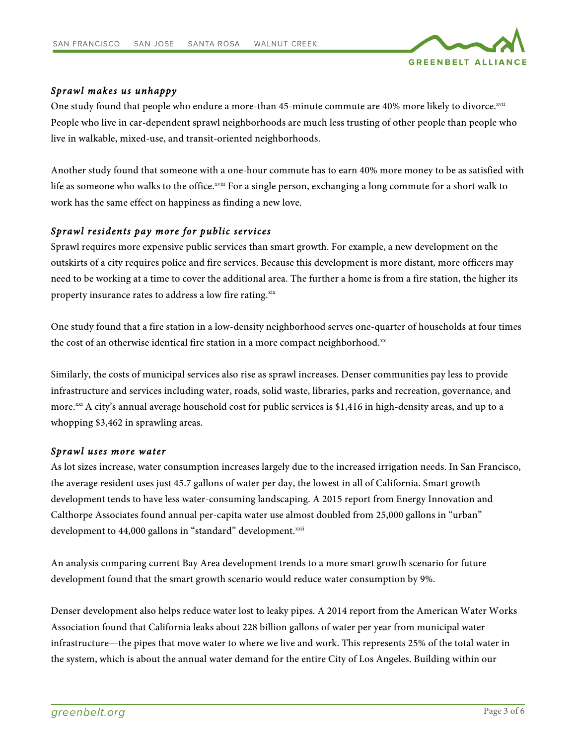### *Sprawl makes us unhappy*

One study found that people who endure a more-than 45-minute commute are 40% more likely to divorce.[xvii] People who live in car-dependent sprawl neighborhoods are much less trusting of other people than people who live in walkable, mixed-use, and transit-oriented neighborhoods.

Another study found that someone with a one-hour commute has to earn 40% more money to be as satisfied with life as someone who walks to the office.[xviii] For a single person, exchanging a long commute for a short walk to work has the same effect on happiness as finding a new love.

### *Sprawl residents pay more for public services*

Sprawl requires more expensive public services than smart growth. For example, a new development on the outskirts of a city requires police and fire services. Because this development is more distant, more officers may need to be working at a time to cover the additional area. The further a home is from a fire station, the higher its property insurance rates to address a low fire rating.[xix]

One study found that a fire station in a low-density neighborhood serves one-quarter of households at four times the cost of an otherwise identical fire station in a more compact neighborhood.[xx]

Similarly, the costs of municipal services also rise as sprawl increases. Denser communities pay less to provide infrastructure and services including water, roads, solid waste, libraries, parks and recreation, governance, and more.[xxi] A city's annual average household cost for public services is $1,416 in high-density areas, and up to a whopping $3,462 in sprawling areas.

### *Sprawl uses more water*

As lot sizes increase, water consumption increases largely due to the increased irrigation needs. In San Francisco, the average resident uses just 45.7 gallons of water per day, the lowest in all of California. Smart growth development tends to have less water-consuming landscaping. A 2015 report from Energy Innovation and Calthorpe Associates found annual per-capita water use almost doubled from 25,000 gallons in "urban" development to 44,000 gallons in "standard" development.[xxii]

An analysis comparing current Bay Area development trends to a more smart growth scenario for future development found that the smart growth scenario would reduce water consumption by 9%.

Denser development also helps reduce water lost to leaky pipes. A 2014 report from the American Water Works Association found that California leaks about 228 billion gallons of water per year from municipal water infrastructure—the pipes that move water to where we live and work. This represents 25% of the total water in the system, which is about the annual water demand for the entire City of Los Angeles. Building within our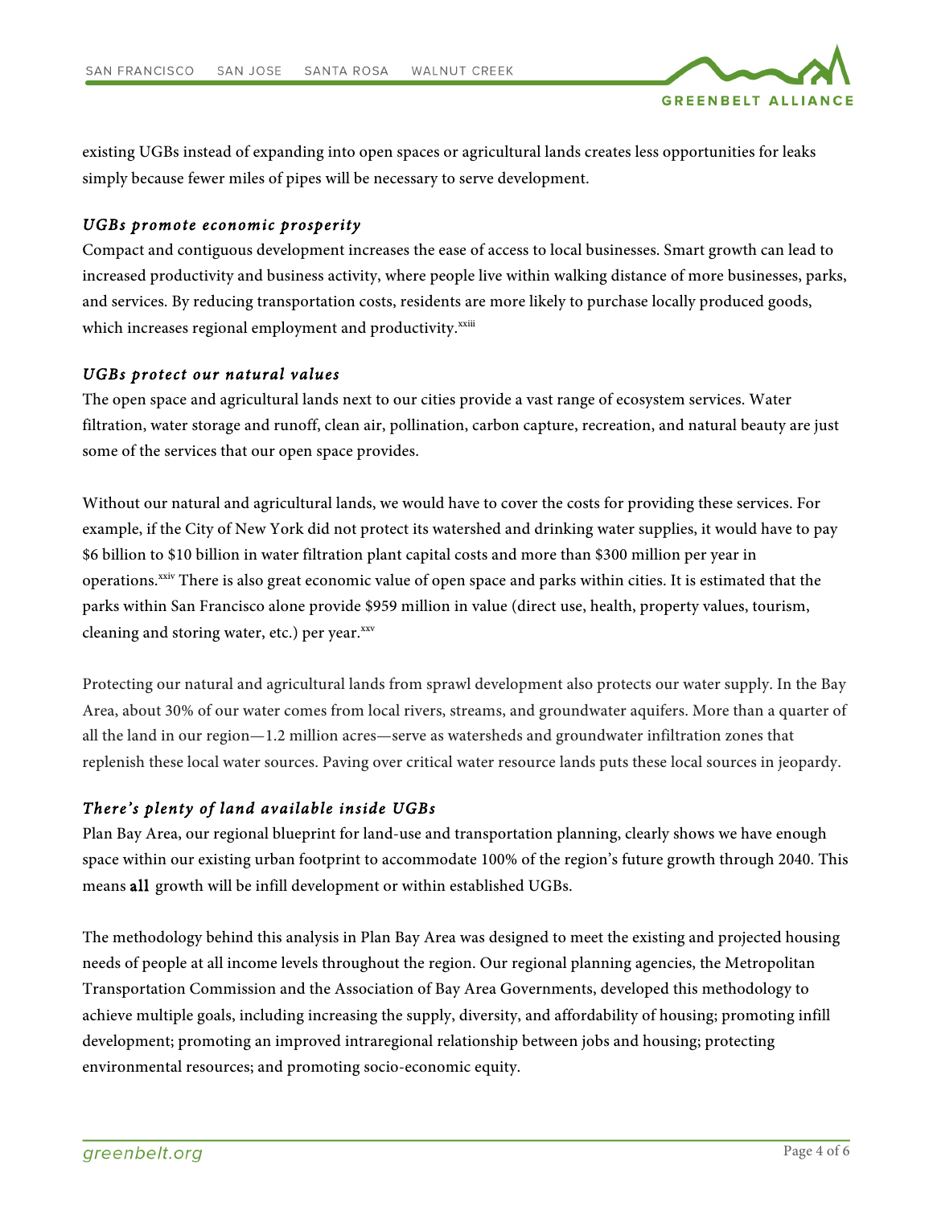existing UGBs instead of expanding into open spaces or agricultural lands creates less opportunities for leaks simply because fewer miles of pipes will be necessary to serve development.

### *UGBs promote economic prosperity*

Compact and contiguous development increases the ease of access to local businesses. Smart growth can lead to increased productivity and business activity, where people live within walking distance of more businesses, parks, and services. By reducing transportation costs, residents are more likely to purchase locally produced goods, which increases regional employment and productivity.[xxiii]

### *UGBs protect our natural values*

The open space and agricultural lands next to our cities provide a vast range of ecosystem services. Water filtration, water storage and runoff, clean air, pollination, carbon capture, recreation, and natural beauty are just some of the services that our open space provides.

Without our natural and agricultural lands, we would have to cover the costs for providing these services. For example, if the City of New York did not protect its watershed and drinking water supplies, it would have to pay $6 billion to $10 billion in water filtration plant capital costs and more than $300 million per year in operations.[xxiv] There is also great economic value of open space and parks within cities. It is estimated that the parks within San Francisco alone provide $959 million in value (direct use, health, property values, tourism, cleaning and storing water, etc.) per year.[xxv]

Protecting our natural and agricultural lands from sprawl development also protects our water supply. In the Bay Area, about 30% of our water comes from local rivers, streams, and groundwater aquifers. More than a quarter of all the land in our region—1.2 million acres—serve as watersheds and groundwater infiltration zones that replenish these local water sources. Paving over critical water resource lands puts these local sources in jeopardy.

### *There's plenty of land available inside UGBs*

Plan Bay Area, our regional blueprint for land-use and transportation planning, clearly shows we have enough space within our existing urban footprint to accommodate 100% of the region's future growth through 2040. This means **all** growth will be infill development or within established UGBs.

The methodology behind this analysis in Plan Bay Area was designed to meet the existing and projected housing needs of people at all income levels throughout the region. Our regional planning agencies, the Metropolitan Transportation Commission and the Association of Bay Area Governments, developed this methodology to achieve multiple goals, including increasing the supply, diversity, and affordability of housing; promoting infill development; promoting an improved intraregional relationship between jobs and housing; protecting environmental resources; and promoting socio-economic equity.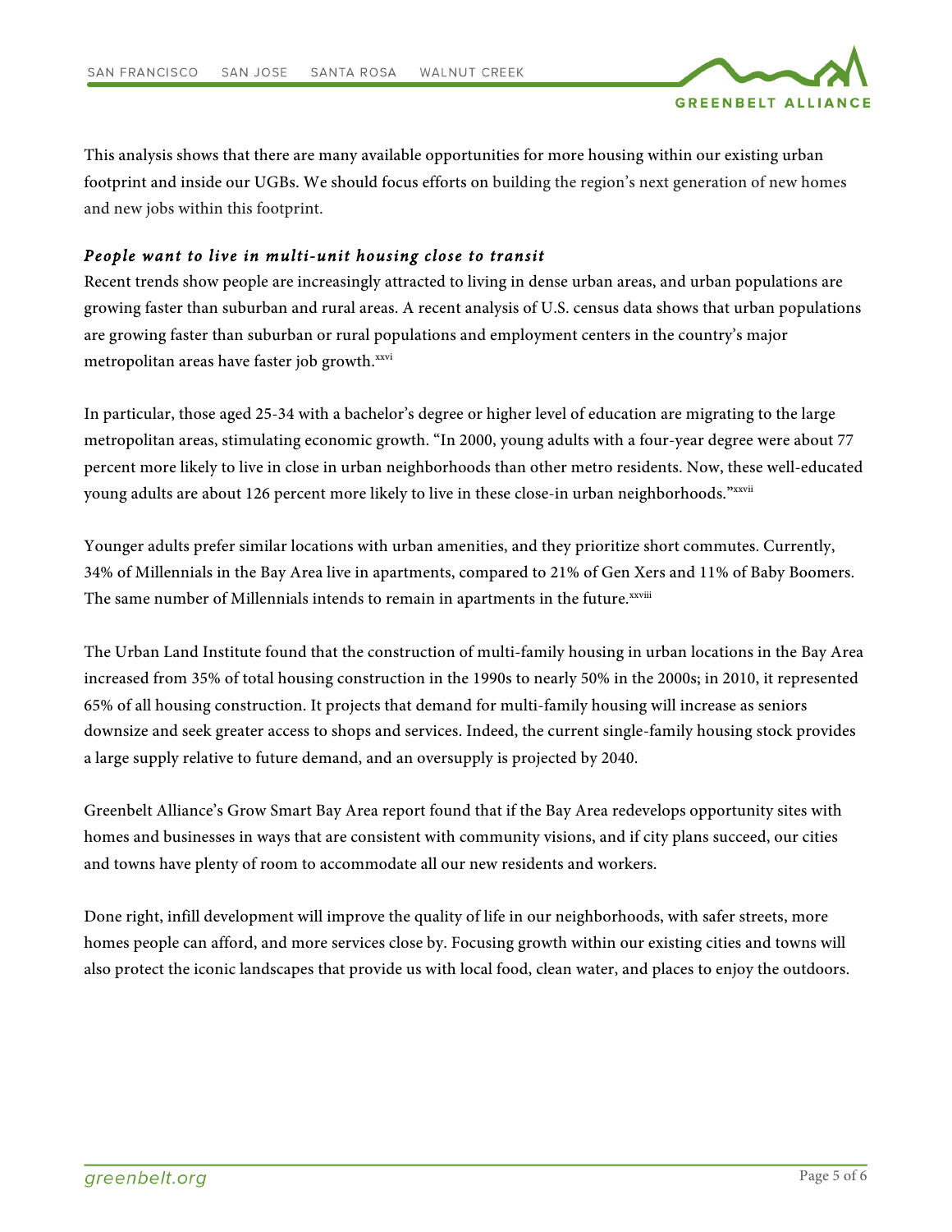This analysis shows that there are many available opportunities for more housing within our existing urban footprint and inside our UGBs. We should focus efforts on building the region's next generation of new homes and new jobs within this footprint.

### *People want to live in multi-unit housing close to transit*

Recent trends show people are increasingly attracted to living in dense urban areas, and urban populations are growing faster than suburban and rural areas. A recent analysis of U.S. census data shows that urban populations are growing faster than suburban or rural populations and employment centers in the country's major metropolitan areas have faster job growth.[xxvi]

In particular, those aged 25-34 with a bachelor's degree or higher level of education are migrating to the large metropolitan areas, stimulating economic growth. "In 2000, young adults with a four-year degree were about 77 percent more likely to live in close in urban neighborhoods than other metro residents. Now, these well-educated young adults are about 126 percent more likely to live in these close-in urban neighborhoods."[xxvii]

Younger adults prefer similar locations with urban amenities, and they prioritize short commutes. Currently, 34% of Millennials in the Bay Area live in apartments, compared to 21% of Gen Xers and 11% of Baby Boomers. The same number of Millennials intends to remain in apartments in the future.[xxviii]

The Urban Land Institute found that the construction of multi-family housing in urban locations in the Bay Area increased from 35% of total housing construction in the 1990s to nearly 50% in the 2000s; in 2010, it represented 65% of all housing construction. It projects that demand for multi-family housing will increase as seniors downsize and seek greater access to shops and services. Indeed, the current single-family housing stock provides a large supply relative to future demand, and an oversupply is projected by 2040.

Greenbelt Alliance's Grow Smart Bay Area report found that if the Bay Area redevelops opportunity sites with homes and businesses in ways that are consistent with community visions, and if city plans succeed, our cities and towns have plenty of room to accommodate all our new residents and workers.

Done right, infill development will improve the quality of life in our neighborhoods, with safer streets, more homes people can afford, and more services close by. Focusing growth within our existing cities and towns will also protect the iconic landscapes that provide us with local food, clean water, and places to enjoy the outdoors.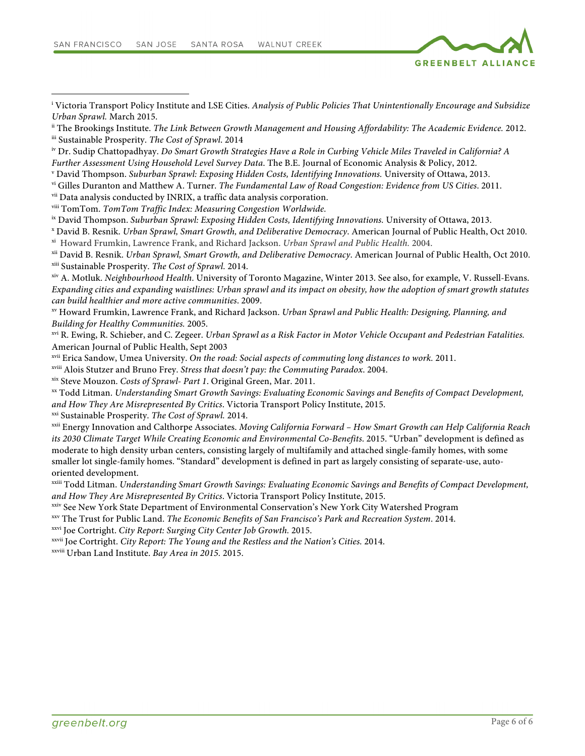[i] Victoria Transport Policy Institute and LSE Cities. *Analysis of Public Policies That Unintentionally Encourage and Subsidize Urban Sprawl.* March 2015.

[ii] The Brookings Institute. *The Link Between Growth Management and Housing Affordability: The Academic Evidence.* 2012.

[iii] Sustainable Prosperity. *The Cost of Sprawl.* 2014

[iv] Dr. Sudip Chattopadhyay. *Do Smart Growth Strategies Have a Role in Curbing Vehicle Miles Traveled in California? A Further Assessment Using Household Level Survey Data.* The B.E. Journal of Economic Analysis & Policy, 2012.

[v] David Thompson. *Suburban Sprawl: Exposing Hidden Costs, Identifying Innovations.* University of Ottawa, 2013.

[vi] Gilles Duranton and Matthew A. Turner. *The Fundamental Law of Road Congestion: Evidence from US Cities.* 2011.

[vii] Data analysis conducted by INRIX, a traffic data analysis corporation.

[viii] TomTom. *TomTom Traffic Index: Measuring Congestion Worldwide.*

[ix] David Thompson. *Suburban Sprawl: Exposing Hidden Costs, Identifying Innovations.* University of Ottawa, 2013.

[x] David B. Resnik. *Urban Sprawl, Smart Growth, and Deliberative Democracy.* American Journal of Public Health, Oct 2010.

[xi] Howard Frumkin, Lawrence Frank, and Richard Jackson. *Urban Sprawl and Public Health.* 2004.

[xii] David B. Resnik. *Urban Sprawl, Smart Growth, and Deliberative Democracy.* American Journal of Public Health, Oct 2010.

[xiii] Sustainable Prosperity. *The Cost of Sprawl.* 2014.

[xiv] A. Motluk. *Neighbourhood Health.* University of Toronto Magazine, Winter 2013. See also, for example, V. Russell-Evans. *Expanding cities and expanding waistlines: Urban sprawl and its impact on obesity, how the adoption of smart growth statutes can build healthier and more active communities.* 2009.

[xv] Howard Frumkin, Lawrence Frank, and Richard Jackson. *Urban Sprawl and Public Health: Designing, Planning, and Building for Healthy Communities.* 2005.

[xvi] R. Ewing, R. Schieber, and C. Zegeer. *Urban Sprawl as a Risk Factor in Motor Vehicle Occupant and Pedestrian Fatalities.* American Journal of Public Health, Sept 2003

[xvii] Erica Sandow, Umea University. *On the road: Social aspects of commuting long distances to work.* 2011.

[xviii] Alois Stutzer and Bruno Frey. *Stress that doesn't pay: the Commuting Paradox.* 2004.

[xix] Steve Mouzon. *Costs of Sprawl- Part 1.* Original Green, Mar. 2011.

[xx] Todd Litman. *Understanding Smart Growth Savings: Evaluating Economic Savings and Benefits of Compact Development, and How They Are Misrepresented By Critics.* Victoria Transport Policy Institute, 2015.

[xxi] Sustainable Prosperity. *The Cost of Sprawl.* 2014.

[xxii] Energy Innovation and Calthorpe Associates. *Moving California Forward – How Smart Growth can Help California Reach its 2030 Climate Target While Creating Economic and Environmental Co-Benefits.* 2015. "Urban" development is defined as moderate to high density urban centers, consisting largely of multifamily and attached single-family homes, with some smaller lot single-family homes. "Standard" development is defined in part as largely consisting of separate-use, auto-oriented development.

[xxiii] Todd Litman. *Understanding Smart Growth Savings: Evaluating Economic Savings and Benefits of Compact Development, and How They Are Misrepresented By Critics.* Victoria Transport Policy Institute, 2015.

[xxiv] See New York State Department of Environmental Conservation's New York City Watershed Program

[xxv] The Trust for Public Land. *The Economic Benefits of San Francisco's Park and Recreation System.* 2014.

[xxvi] Joe Cortright. *City Report: Surging City Center Job Growth.* 2015.

[xxvii] Joe Cortright. *City Report: The Young and the Restless and the Nation's Cities.* 2014.

[xxviii] Urban Land Institute. *Bay Area in 2015.* 2015.